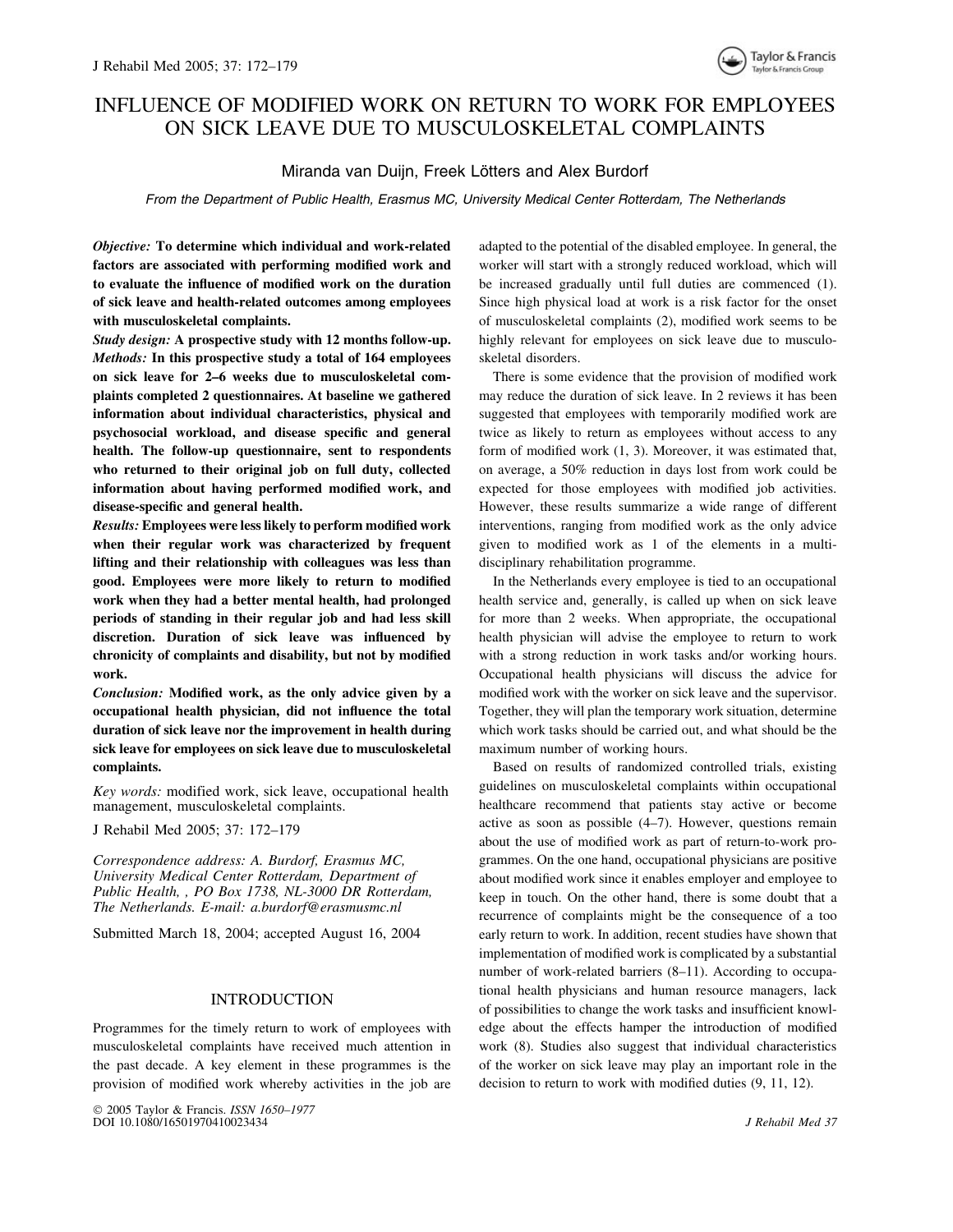# INFLUENCE OF MODIFIED WORK ON RETURN TO WORK FOR EMPLOYEES ON SICK LEAVE DUE TO MUSCULOSKELETAL COMPLAINTS

Miranda van Duijn, Freek Lötters and Alex Burdorf

*From the Department of Public Health, Erasmus MC, University Medical Center Rotterdam, The Netherlands*

***Objective:*** **To determine which individual and work-related factors are associated with performing modified work and to evaluate the influence of modified work on the duration of sick leave and health-related outcomes among employees with musculoskeletal complaints.**

***Study design:*** **A prospective study with 12 months follow-up.**

***Methods:*** **In this prospective study a total of 164 employees on sick leave for 2–6 weeks due to musculoskeletal complaints completed 2 questionnaires. At baseline we gathered information about individual characteristics, physical and psychosocial workload, and disease specific and general health. The follow-up questionnaire, sent to respondents who returned to their original job on full duty, collected information about having performed modified work, and disease-specific and general health.**

***Results:*** **Employees were less likely to perform modified work when their regular work was characterized by frequent lifting and their relationship with colleagues was less than good. Employees were more likely to return to modified work when they had a better mental health, had prolonged periods of standing in their regular job and had less skill discretion. Duration of sick leave was influenced by chronicity of complaints and disability, but not by modified work.**

***Conclusion:*** **Modified work, as the only advice given by a occupational health physician, did not influence the total duration of sick leave nor the improvement in health during sick leave for employees on sick leave due to musculoskeletal complaints.**

*Key words:* modified work, sick leave, occupational health management, musculoskeletal complaints.

J Rehabil Med 2005; 37: 172–179

*Correspondence address: A. Burdorf, Erasmus MC, University Medical Center Rotterdam, Department of Public Health, , PO Box 1738, NL-3000 DR Rotterdam, The Netherlands. E-mail: a.burdorf@erasmusmc.nl*

Submitted March 18, 2004; accepted August 16, 2004

## INTRODUCTION

Programmes for the timely return to work of employees with musculoskeletal complaints have received much attention in the past decade. A key element in these programmes is the provision of modified work whereby activities in the job are adapted to the potential of the disabled employee. In general, the worker will start with a strongly reduced workload, which will be increased gradually until full duties are commenced (1). Since high physical load at work is a risk factor for the onset of musculoskeletal complaints (2), modified work seems to be highly relevant for employees on sick leave due to musculoskeletal disorders.

There is some evidence that the provision of modified work may reduce the duration of sick leave. In 2 reviews it has been suggested that employees with temporarily modified work are twice as likely to return as employees without access to any form of modified work (1, 3). Moreover, it was estimated that, on average, a 50% reduction in days lost from work could be expected for those employees with modified job activities. However, these results summarize a wide range of different interventions, ranging from modified work as the only advice given to modified work as 1 of the elements in a multidisciplinary rehabilitation programme.

In the Netherlands every employee is tied to an occupational health service and, generally, is called up when on sick leave for more than 2 weeks. When appropriate, the occupational health physician will advise the employee to return to work with a strong reduction in work tasks and/or working hours. Occupational health physicians will discuss the advice for modified work with the worker on sick leave and the supervisor. Together, they will plan the temporary work situation, determine which work tasks should be carried out, and what should be the maximum number of working hours.

Based on results of randomized controlled trials, existing guidelines on musculoskeletal complaints within occupational healthcare recommend that patients stay active or become active as soon as possible (4–7). However, questions remain about the use of modified work as part of return-to-work programmes. On the one hand, occupational physicians are positive about modified work since it enables employer and employee to keep in touch. On the other hand, there is some doubt that a recurrence of complaints might be the consequence of a too early return to work. In addition, recent studies have shown that implementation of modified work is complicated by a substantial number of work-related barriers (8–11). According to occupational health physicians and human resource managers, lack of possibilities to change the work tasks and insufficient knowledge about the effects hamper the introduction of modified work (8). Studies also suggest that individual characteristics of the worker on sick leave may play an important role in the decision to return to work with modified duties (9, 11, 12).

© 2005 Taylor & Francis. *ISSN 1650–1977*
DOI 10.1080/16501970410023434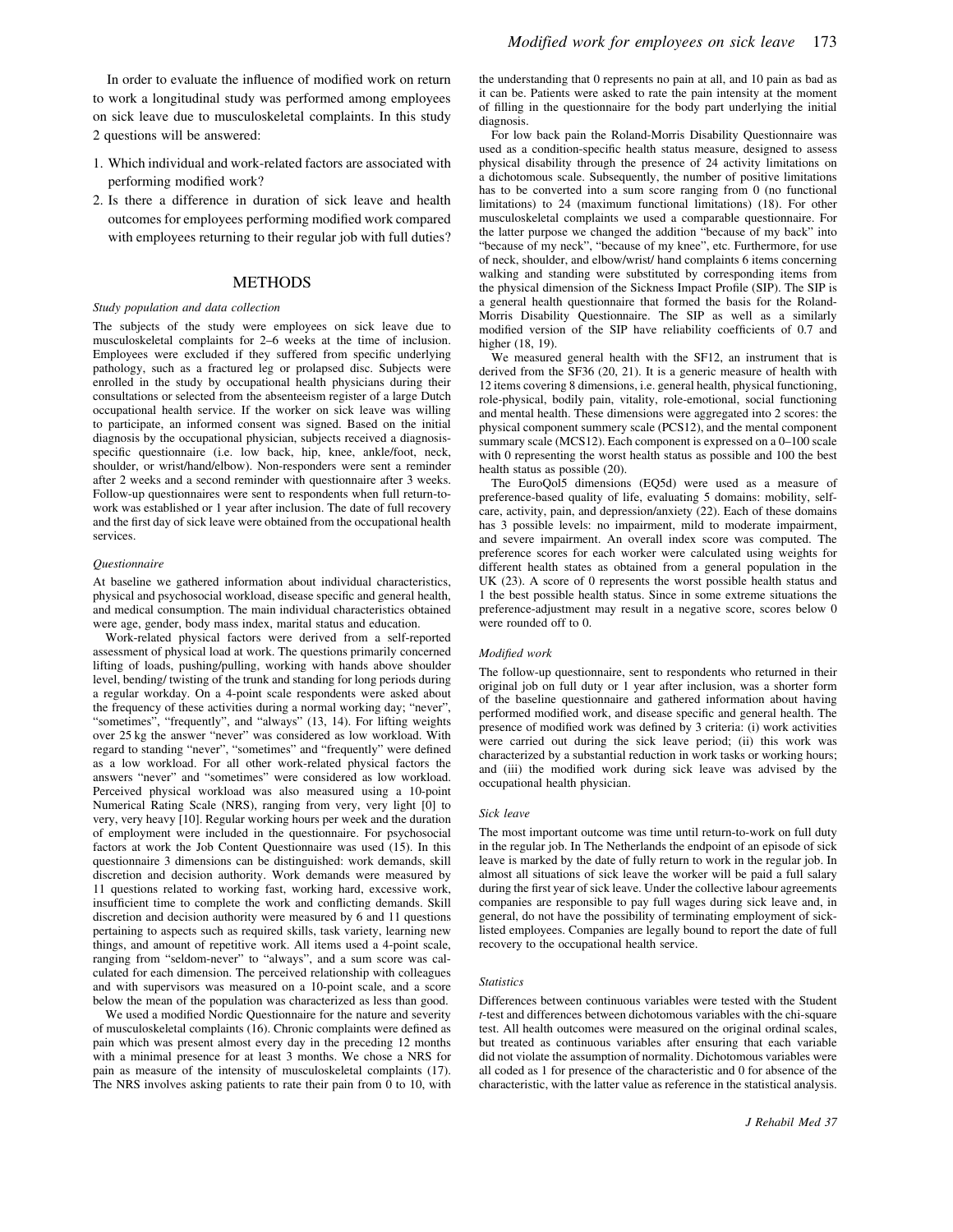In order to evaluate the influence of modified work on return to work a longitudinal study was performed among employees on sick leave due to musculoskeletal complaints. In this study 2 questions will be answered:

1. Which individual and work-related factors are associated with performing modified work?
2. Is there a difference in duration of sick leave and health outcomes for employees performing modified work compared with employees returning to their regular job with full duties?

## METHODS

### *Study population and data collection*

The subjects of the study were employees on sick leave due to musculoskeletal complaints for 2–6 weeks at the time of inclusion. Employees were excluded if they suffered from specific underlying pathology, such as a fractured leg or prolapsed disc. Subjects were enrolled in the study by occupational health physicians during their consultations or selected from the absenteeism register of a large Dutch occupational health service. If the worker on sick leave was willing to participate, an informed consent was signed. Based on the initial diagnosis by the occupational physician, subjects received a diagnosis-specific questionnaire (i.e. low back, hip, knee, ankle/foot, neck, shoulder, or wrist/hand/elbow). Non-responders were sent a reminder after 2 weeks and a second reminder with questionnaire after 3 weeks. Follow-up questionnaires were sent to respondents when full return-to-work was established or 1 year after inclusion. The date of full recovery and the first day of sick leave were obtained from the occupational health services.

### *Questionnaire*

At baseline we gathered information about individual characteristics, physical and psychosocial workload, disease specific and general health, and medical consumption. The main individual characteristics obtained were age, gender, body mass index, marital status and education.

Work-related physical factors were derived from a self-reported assessment of physical load at work. The questions primarily concerned lifting of loads, pushing/pulling, working with hands above shoulder level, bending/ twisting of the trunk and standing for long periods during a regular workday. On a 4-point scale respondents were asked about the frequency of these activities during a normal working day; "never", "sometimes", "frequently", and "always" (13, 14). For lifting weights over 25 kg the answer "never" was considered as low workload. With regard to standing "never", "sometimes" and "frequently" were defined as a low workload. For all other work-related physical factors the answers "never" and "sometimes" were considered as low workload. Perceived physical workload was also measured using a 10-point Numerical Rating Scale (NRS), ranging from very, very light [0] to very, very heavy [10]. Regular working hours per week and the duration of employment were included in the questionnaire. For psychosocial factors at work the Job Content Questionnaire was used (15). In this questionnaire 3 dimensions can be distinguished: work demands, skill discretion and decision authority. Work demands were measured by 11 questions related to working fast, working hard, excessive work, insufficient time to complete the work and conflicting demands. Skill discretion and decision authority were measured by 6 and 11 questions pertaining to aspects such as required skills, task variety, learning new things, and amount of repetitive work. All items used a 4-point scale, ranging from "seldom-never" to "always", and a sum score was calculated for each dimension. The perceived relationship with colleagues and with supervisors was measured on a 10-point scale, and a score below the mean of the population was characterized as less than good.

We used a modified Nordic Questionnaire for the nature and severity of musculoskeletal complaints (16). Chronic complaints were defined as pain which was present almost every day in the preceding 12 months with a minimal presence for at least 3 months. We chose a NRS for pain as measure of the intensity of musculoskeletal complaints (17). The NRS involves asking patients to rate their pain from 0 to 10, with the understanding that 0 represents no pain at all, and 10 pain as bad as it can be. Patients were asked to rate the pain intensity at the moment of filling in the questionnaire for the body part underlying the initial diagnosis.

For low back pain the Roland-Morris Disability Questionnaire was used as a condition-specific health status measure, designed to assess physical disability through the presence of 24 activity limitations on a dichotomous scale. Subsequently, the number of positive limitations has to be converted into a sum score ranging from 0 (no functional limitations) to 24 (maximum functional limitations) (18). For other musculoskeletal complaints we used a comparable questionnaire. For the latter purpose we changed the addition "because of my back" into "because of my neck", "because of my knee", etc. Furthermore, for use of neck, shoulder, and elbow/wrist/ hand complaints 6 items concerning walking and standing were substituted by corresponding items from the physical dimension of the Sickness Impact Profile (SIP). The SIP is a general health questionnaire that formed the basis for the Roland-Morris Disability Questionnaire. The SIP as well as a similarly modified version of the SIP have reliability coefficients of 0.7 and higher (18, 19).

We measured general health with the SF12, an instrument that is derived from the SF36 (20, 21). It is a generic measure of health with 12 items covering 8 dimensions, i.e. general health, physical functioning, role-physical, bodily pain, vitality, role-emotional, social functioning and mental health. These dimensions were aggregated into 2 scores: the physical component summery scale (PCS12), and the mental component summary scale (MCS12). Each component is expressed on a 0–100 scale with 0 representing the worst health status as possible and 100 the best health status as possible (20).

The EuroQol5 dimensions (EQ5d) were used as a measure of preference-based quality of life, evaluating 5 domains: mobility, self-care, activity, pain, and depression/anxiety (22). Each of these domains has 3 possible levels: no impairment, mild to moderate impairment, and severe impairment. An overall index score was computed. The preference scores for each worker were calculated using weights for different health states as obtained from a general population in the UK (23). A score of 0 represents the worst possible health status and 1 the best possible health status. Since in some extreme situations the preference-adjustment may result in a negative score, scores below 0 were rounded off to 0.

### *Modified work*

The follow-up questionnaire, sent to respondents who returned in their original job on full duty or 1 year after inclusion, was a shorter form of the baseline questionnaire and gathered information about having performed modified work, and disease specific and general health. The presence of modified work was defined by 3 criteria: (i) work activities were carried out during the sick leave period; (ii) this work was characterized by a substantial reduction in work tasks or working hours; and (iii) the modified work during sick leave was advised by the occupational health physician.

### *Sick leave*

The most important outcome was time until return-to-work on full duty in the regular job. In The Netherlands the endpoint of an episode of sick leave is marked by the date of fully return to work in the regular job. In almost all situations of sick leave the worker will be paid a full salary during the first year of sick leave. Under the collective labour agreements companies are responsible to pay full wages during sick leave and, in general, do not have the possibility of terminating employment of sick-listed employees. Companies are legally bound to report the date of full recovery to the occupational health service.

### *Statistics*

Differences between continuous variables were tested with the Student *t*-test and differences between dichotomous variables with the chi-square test. All health outcomes were measured on the original ordinal scales, but treated as continuous variables after ensuring that each variable did not violate the assumption of normality. Dichotomous variables were all coded as 1 for presence of the characteristic and 0 for absence of the characteristic, with the latter value as reference in the statistical analysis.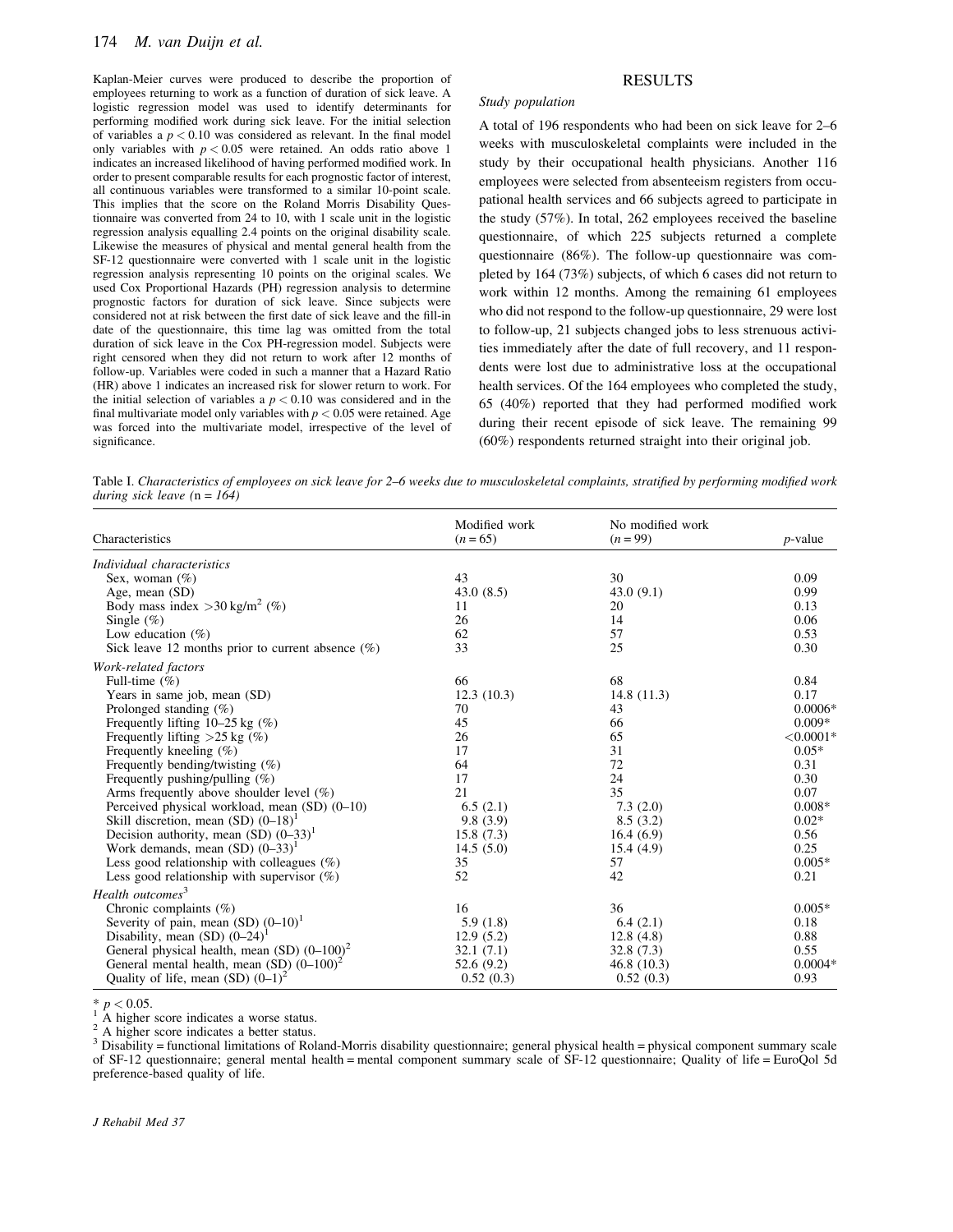Kaplan-Meier curves were produced to describe the proportion of employees returning to work as a function of duration of sick leave. A logistic regression model was used to identify determinants for performing modified work during sick leave. For the initial selection of variables a $p < 0.10$ was considered as relevant. In the final model only variables with $p < 0.05$ were retained. An odds ratio above 1 indicates an increased likelihood of having performed modified work. In order to present comparable results for each prognostic factor of interest, all continuous variables were transformed to a similar 10-point scale. This implies that the score on the Roland Morris Disability Questionnaire was converted from 24 to 10, with 1 scale unit in the logistic regression analysis equalling 2.4 points on the original disability scale. Likewise the measures of physical and mental general health from the SF-12 questionnaire were converted with 1 scale unit in the logistic regression analysis representing 10 points on the original scales. We used Cox Proportional Hazards (PH) regression analysis to determine prognostic factors for duration of sick leave. Since subjects were considered not at risk between the first date of sick leave and the fill-in date of the questionnaire, this time lag was omitted from the total duration of sick leave in the Cox PH-regression model. Subjects were right censored when they did not return to work after 12 months of follow-up. Variables were coded in such a manner that a Hazard Ratio (HR) above 1 indicates an increased risk for slower return to work. For the initial selection of variables a $p < 0.10$ was considered and in the final multivariate model only variables with $p < 0.05$ were retained. Age was forced into the multivariate model, irrespective of the level of significance.

## RESULTS

*Study population*

A total of 196 respondents who had been on sick leave for 2–6 weeks with musculoskeletal complaints were included in the study by their occupational health physicians. Another 116 employees were selected from absenteeism registers from occupational health services and 66 subjects agreed to participate in the study (57%). In total, 262 employees received the baseline questionnaire, of which 225 subjects returned a complete questionnaire (86%). The follow-up questionnaire was completed by 164 (73%) subjects, of which 6 cases did not return to work within 12 months. Among the remaining 61 employees who did not respond to the follow-up questionnaire, 29 were lost to follow-up, 21 subjects changed jobs to less strenuous activities immediately after the date of full recovery, and 11 respondents were lost due to administrative loss at the occupational health services. Of the 164 employees who completed the study, 65 (40%) reported that they had performed modified work during their recent episode of sick leave. The remaining 99 (60%) respondents returned straight into their original job.

Table I. *Characteristics of employees on sick leave for 2–6 weeks due to musculoskeletal complaints, stratified by performing modified work during sick leave (n = 164)*

| Characteristics | Modified work ($n = 65$) | No modified work ($n = 99$) | $p$-value |
|---|---|---|---|
| *Individual characteristics* | | | |
| Sex, woman (%) | 43 | 30 | 0.09 |
| Age, mean (SD) | 43.0 (8.5) | 43.0 (9.1) | 0.99 |
| Body mass index $>30$ kg/m$^2$ (%) | 11 | 20 | 0.13 |
| Single (%) | 26 | 14 | 0.06 |
| Low education (%) | 62 | 57 | 0.53 |
| Sick leave 12 months prior to current absence (%) | 33 | 25 | 0.30 |
| *Work-related factors* | | | |
| Full-time (%) | 66 | 68 | 0.84 |
| Years in same job, mean (SD) | 12.3 (10.3) | 14.8 (11.3) | 0.17 |
| Prolonged standing (%) | 70 | 43 | 0.0006* |
| Frequently lifting 10–25 kg (%) | 45 | 66 | 0.009* |
| Frequently lifting $>25$ kg (%) | 26 | 65 | $<0.0001$* |
| Frequently kneeling (%) | 17 | 31 | 0.05* |
| Frequently bending/twisting (%) | 64 | 72 | 0.31 |
| Frequently pushing/pulling (%) | 17 | 24 | 0.30 |
| Arms frequently above shoulder level (%) | 21 | 35 | 0.07 |
| Perceived physical workload, mean (SD) (0–10) | 6.5 (2.1) | 7.3 (2.0) | 0.008* |
| Skill discretion, mean (SD) (0–18)[1] | 9.8 (3.9) | 8.5 (3.2) | 0.02* |
| Decision authority, mean (SD) (0–33)[1] | 15.8 (7.3) | 16.4 (6.9) | 0.56 |
| Work demands, mean (SD) (0–33)[1] | 14.5 (5.0) | 15.4 (4.9) | 0.25 |
| Less good relationship with colleagues (%) | 35 | 57 | 0.005* |
| Less good relationship with supervisor (%) | 52 | 42 | 0.21 |
| *Health outcomes*[3] | | | |
| Chronic complaints (%) | 16 | 36 | 0.005* |
| Severity of pain, mean (SD) (0–10)[1] | 5.9 (1.8) | 6.4 (2.1) | 0.18 |
| Disability, mean (SD) (0–24)[1] | 12.9 (5.2) | 12.8 (4.8) | 0.88 |
| General physical health, mean (SD) (0–100)[2] | 32.1 (7.1) | 32.8 (7.3) | 0.55 |
| General mental health, mean (SD) (0–100)[2] | 52.6 (9.2) | 46.8 (10.3) | 0.0004* |
| Quality of life, mean (SD) (0–1)[2] | 0.52 (0.3) | 0.52 (0.3) | 0.93 |

* $p < 0.05$.
[1] A higher score indicates a worse status.
[2] A higher score indicates a better status.
[3] Disability = functional limitations of Roland-Morris disability questionnaire; general physical health = physical component summary scale of SF-12 questionnaire; general mental health = mental component summary scale of SF-12 questionnaire; Quality of life = EuroQol 5d preference-based quality of life.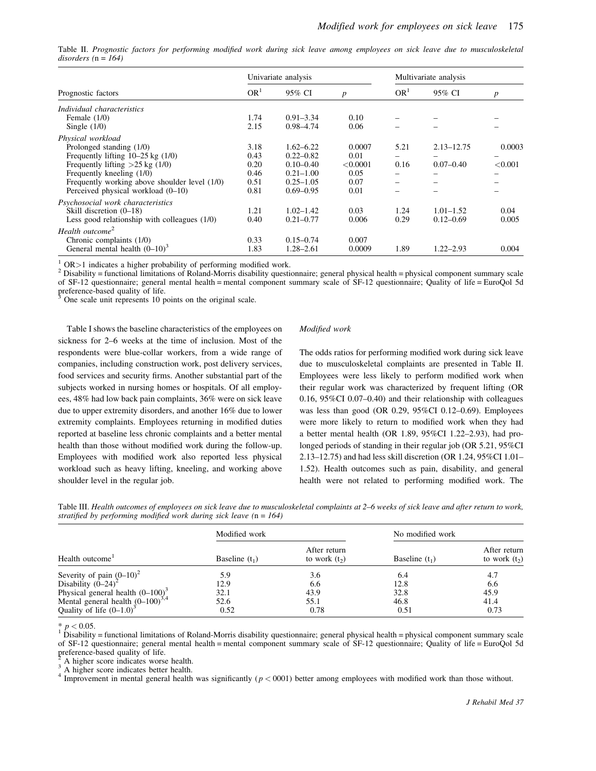Table II. *Prognostic factors for performing modified work during sick leave among employees on sick leave due to musculoskeletal disorders (n = 164)*

| Prognostic factors | Univariate analysis | | | Multivariate analysis | | |
|---|---|---|---|---|---|---|
| | OR[1] | 95% CI | $p$ | OR[1] | 95% CI | $p$ |
| *Individual characteristics* | | | | | | |
| Female (1/0) | 1.74 | 0.91–3.34 | 0.10 | – | – | – |
| Single (1/0) | 2.15 | 0.98–4.74 | 0.06 | – | – | – |
| *Physical workload* | | | | | | |
| Prolonged standing (1/0) | 3.18 | 1.62–6.22 | 0.0007 | 5.21 | 2.13–12.75 | 0.0003 |
| Frequently lifting 10–25 kg (1/0) | 0.43 | 0.22–0.82 | 0.01 | – | – | – |
| Frequently lifting >25 kg (1/0) | 0.20 | 0.10–0.40 | <0.0001 | 0.16 | 0.07–0.40 | <0.001 |
| Frequently kneeling (1/0) | 0.46 | 0.21–1.00 | 0.05 | – | – | – |
| Frequently working above shoulder level (1/0) | 0.51 | 0.25–1.05 | 0.07 | – | – | – |
| Perceived physical workload (0–10) | 0.81 | 0.69–0.95 | 0.01 | – | – | – |
| *Psychosocial work characteristics* | | | | | | |
| Skill discretion (0–18) | 1.21 | 1.02–1.42 | 0.03 | 1.24 | 1.01–1.52 | 0.04 |
| Less good relationship with colleagues (1/0) | 0.40 | 0.21–0.77 | 0.006 | 0.29 | 0.12–0.69 | 0.005 |
| *Health outcome*[2] | | | | | | |
| Chronic complaints (1/0) | 0.33 | 0.15–0.74 | 0.007 | | | |
| General mental health (0–10)[3] | 1.83 | 1.28–2.61 | 0.0009 | 1.89 | 1.22–2.93 | 0.004 |

[1] OR>1 indicates a higher probability of performing modified work.
[2] Disability = functional limitations of Roland-Morris disability questionnaire; general physical health = physical component summary scale of SF-12 questionnaire; general mental health = mental component summary scale of SF-12 questionnaire; Quality of life = EuroQol 5d preference-based quality of life.
[3] One scale unit represents 10 points on the original scale.

Table I shows the baseline characteristics of the employees on sickness for 2–6 weeks at the time of inclusion. Most of the respondents were blue-collar workers, from a wide range of companies, including construction work, post delivery services, food services and security firms. Another substantial part of the subjects worked in nursing homes or hospitals. Of all employees, 48% had low back pain complaints, 36% were on sick leave due to upper extremity disorders, and another 16% due to lower extremity complaints. Employees returning in modified duties reported at baseline less chronic complaints and a better mental health than those without modified work during the follow-up. Employees with modified work also reported less physical workload such as heavy lifting, kneeling, and working above shoulder level in the regular job.

*Modified work*

The odds ratios for performing modified work during sick leave due to musculoskeletal complaints are presented in Table II. Employees were less likely to perform modified work when their regular work was characterized by frequent lifting (OR 0.16, 95%CI 0.07–0.40) and their relationship with colleagues was less than good (OR 0.29, 95%CI 0.12–0.69). Employees were more likely to return to modified work when they had a better mental health (OR 1.89, 95%CI 1.22–2.93), had prolonged periods of standing in their regular job (OR 5.21, 95%CI 2.13–12.75) and had less skill discretion (OR 1.24, 95%CI 1.01–1.52). Health outcomes such as pain, disability, and general health were not related to performing modified work. The

Table III. *Health outcomes of employees on sick leave due to musculoskeletal complaints at 2–6 weeks of sick leave and after return to work, stratified by performing modified work during sick leave (n = 164)*

| Health outcome[1] | Modified work | | No modified work | |
|---|---|---|---|---|
| | Baseline ($t_1$) | After return to work ($t_2$) | Baseline ($t_1$) | After return to work ($t_2$) |
| Severity of pain (0–10)[2] | 5.9 | 3.6 | 6.4 | 4.7 |
| Disability (0–24)[2] | 12.9 | 6.6 | 12.8 | 6.6 |
| Physical general health (0–100)[3] | 32.1 | 43.9 | 32.8 | 45.9 |
| Mental general health (0–100)[3,4] | 52.6 | 55.1 | 46.8 | 41.4 |
| Quality of life (0–1.0)[3] | 0.52 | 0.78 | 0.51 | 0.73 |

* $p < 0.05$.
[1] Disability = functional limitations of Roland-Morris disability questionnaire; general physical health = physical component summary scale of SF-12 questionnaire; general mental health = mental component summary scale of SF-12 questionnaire; Quality of life = EuroQol 5d preference-based quality of life.
[2] A higher score indicates worse health.
[3] A higher score indicates better health.
[4] Improvement in mental general health was significantly ($p < 0001$) better among employees with modified work than those without.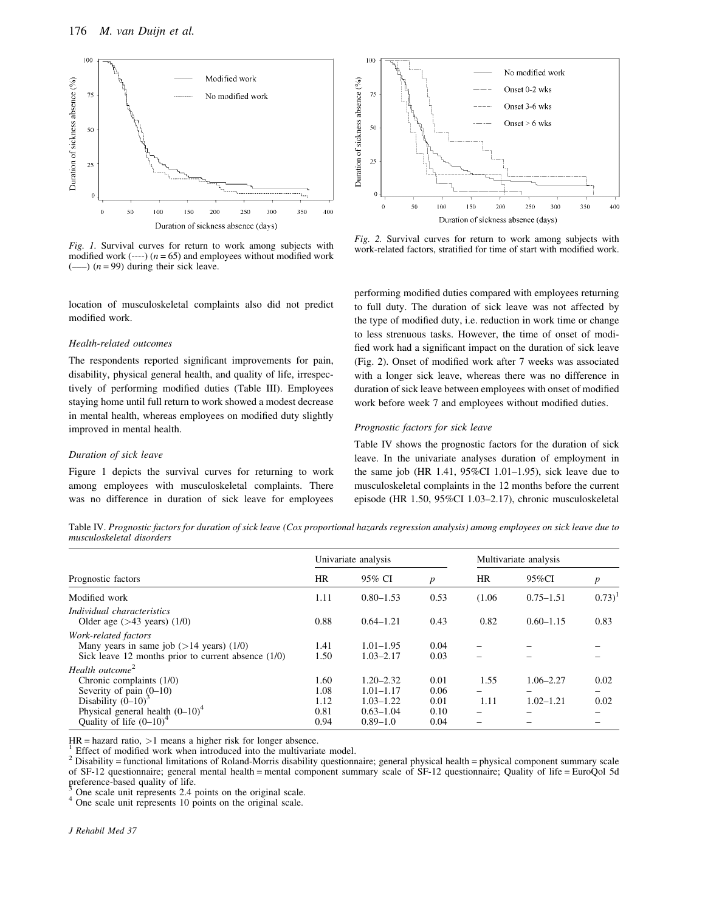Fig. 1. Survival curves for return to work among subjects with modified work (----) ($n = 65$) and employees without modified work (——) ($n = 99$) during their sick leave.

Fig. 2. Survival curves for return to work among subjects with work-related factors, stratified for time of start with modified work.

location of musculoskeletal complaints also did not predict modified work.

### Health-related outcomes

The respondents reported significant improvements for pain, disability, physical general health, and quality of life, irrespectively of performing modified duties (Table III). Employees staying home until full return to work showed a modest decrease in mental health, whereas employees on modified duty slightly improved in mental health.

### Duration of sick leave

Figure 1 depicts the survival curves for returning to work among employees with musculoskeletal complaints. There was no difference in duration of sick leave for employees performing modified duties compared with employees returning to full duty. The duration of sick leave was not affected by the type of modified duty, i.e. reduction in work time or change to less strenuous tasks. However, the time of onset of modified work had a significant impact on the duration of sick leave (Fig. 2). Onset of modified work after 7 weeks was associated with a longer sick leave, whereas there was no difference in duration of sick leave between employees with onset of modified work before week 7 and employees without modified duties.

### Prognostic factors for sick leave

Table IV shows the prognostic factors for the duration of sick leave. In the univariate analyses duration of employment in the same job (HR 1.41, 95%CI 1.01–1.95), sick leave due to musculoskeletal complaints in the 12 months before the current episode (HR 1.50, 95%CI 1.03–2.17), chronic musculoskeletal

Table IV. *Prognostic factors for duration of sick leave (Cox proportional hazards regression analysis) among employees on sick leave due to musculoskeletal disorders*

| | Univariate analysis | | | Multivariate analysis | | |
|---|---|---|---|---|---|---|
| Prognostic factors | HR | 95% CI | *p* | HR | 95%CI | *p* |
| Modified work | 1.11 | 0.80–1.53 | 0.53 | (1.06 | 0.75–1.51 | 0.73)[1] |
| *Individual characteristics* | | | | | | |
| Older age (>43 years) (1/0) | 0.88 | 0.64–1.21 | 0.43 | 0.82 | 0.60–1.15 | 0.83 |
| *Work-related factors* | | | | | | |
| Many years in same job (>14 years) (1/0) | 1.41 | 1.01–1.95 | 0.04 | – | – | – |
| Sick leave 12 months prior to current absence (1/0) | 1.50 | 1.03–2.17 | 0.03 | – | – | – |
| *Health outcome*[2] | | | | | | |
| Chronic complaints (1/0) | 1.60 | 1.20–2.32 | 0.01 | 1.55 | 1.06–2.27 | 0.02 |
| Severity of pain (0–10) | 1.08 | 1.01–1.17 | 0.06 | – | – | – |
| Disability (0–10)[3] | 1.12 | 1.03–1.22 | 0.01 | 1.11 | 1.02–1.21 | 0.02 |
| Physical general health (0–10)[4] | 0.81 | 0.63–1.04 | 0.10 | – | – | – |
| Quality of life (0–10)[4] | 0.94 | 0.89–1.0 | 0.04 | – | – | – |

HR = hazard ratio, >1 means a higher risk for longer absence.
[1] Effect of modified work when introduced into the multivariate model.
[2] Disability = functional limitations of Roland-Morris disability questionnaire; general physical health = physical component summary scale of SF-12 questionnaire; general mental health = mental component summary scale of SF-12 questionnaire; Quality of life = EuroQol 5d preference-based quality of life.
[3] One scale unit represents 2.4 points on the original scale.
[4] One scale unit represents 10 points on the original scale.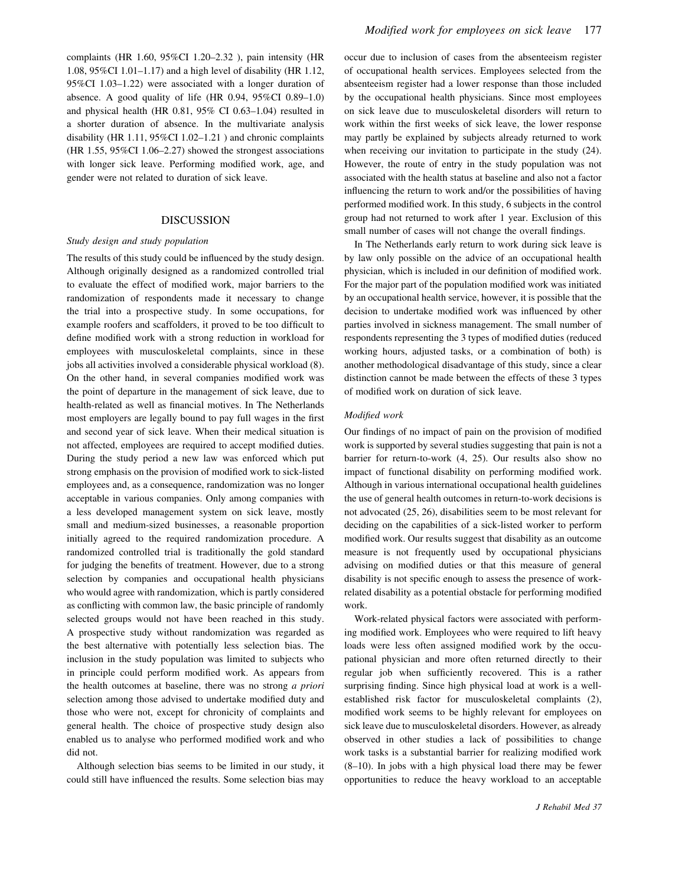complaints (HR 1.60, 95%CI 1.20–2.32 ), pain intensity (HR 1.08, 95%CI 1.01–1.17) and a high level of disability (HR 1.12, 95%CI 1.03–1.22) were associated with a longer duration of absence. A good quality of life (HR 0.94, 95%CI 0.89–1.0) and physical health (HR 0.81, 95% CI 0.63–1.04) resulted in a shorter duration of absence. In the multivariate analysis disability (HR 1.11, 95%CI 1.02–1.21 ) and chronic complaints (HR 1.55, 95%CI 1.06–2.27) showed the strongest associations with longer sick leave. Performing modified work, age, and gender were not related to duration of sick leave.

## DISCUSSION

### *Study design and study population*

The results of this study could be influenced by the study design. Although originally designed as a randomized controlled trial to evaluate the effect of modified work, major barriers to the randomization of respondents made it necessary to change the trial into a prospective study. In some occupations, for example roofers and scaffolders, it proved to be too difficult to define modified work with a strong reduction in workload for employees with musculoskeletal complaints, since in these jobs all activities involved a considerable physical workload (8). On the other hand, in several companies modified work was the point of departure in the management of sick leave, due to health-related as well as financial motives. In The Netherlands most employers are legally bound to pay full wages in the first and second year of sick leave. When their medical situation is not affected, employees are required to accept modified duties. During the study period a new law was enforced which put strong emphasis on the provision of modified work to sick-listed employees and, as a consequence, randomization was no longer acceptable in various companies. Only among companies with a less developed management system on sick leave, mostly small and medium-sized businesses, a reasonable proportion initially agreed to the required randomization procedure. A randomized controlled trial is traditionally the gold standard for judging the benefits of treatment. However, due to a strong selection by companies and occupational health physicians who would agree with randomization, which is partly considered as conflicting with common law, the basic principle of randomly selected groups would not have been reached in this study. A prospective study without randomization was regarded as the best alternative with potentially less selection bias. The inclusion in the study population was limited to subjects who in principle could perform modified work. As appears from the health outcomes at baseline, there was no strong *a priori* selection among those advised to undertake modified duty and those who were not, except for chronicity of complaints and general health. The choice of prospective study design also enabled us to analyse who performed modified work and who did not.

Although selection bias seems to be limited in our study, it could still have influenced the results. Some selection bias may occur due to inclusion of cases from the absenteeism register of occupational health services. Employees selected from the absenteeism register had a lower response than those included by the occupational health physicians. Since most employees on sick leave due to musculoskeletal disorders will return to work within the first weeks of sick leave, the lower response may partly be explained by subjects already returned to work when receiving our invitation to participate in the study (24). However, the route of entry in the study population was not associated with the health status at baseline and also not a factor influencing the return to work and/or the possibilities of having performed modified work. In this study, 6 subjects in the control group had not returned to work after 1 year. Exclusion of this small number of cases will not change the overall findings.

In The Netherlands early return to work during sick leave is by law only possible on the advice of an occupational health physician, which is included in our definition of modified work. For the major part of the population modified work was initiated by an occupational health service, however, it is possible that the decision to undertake modified work was influenced by other parties involved in sickness management. The small number of respondents representing the 3 types of modified duties (reduced working hours, adjusted tasks, or a combination of both) is another methodological disadvantage of this study, since a clear distinction cannot be made between the effects of these 3 types of modified work on duration of sick leave.

### *Modified work*

Our findings of no impact of pain on the provision of modified work is supported by several studies suggesting that pain is not a barrier for return-to-work (4, 25). Our results also show no impact of functional disability on performing modified work. Although in various international occupational health guidelines the use of general health outcomes in return-to-work decisions is not advocated (25, 26), disabilities seem to be most relevant for deciding on the capabilities of a sick-listed worker to perform modified work. Our results suggest that disability as an outcome measure is not frequently used by occupational physicians advising on modified duties or that this measure of general disability is not specific enough to assess the presence of work-related disability as a potential obstacle for performing modified work.

Work-related physical factors were associated with performing modified work. Employees who were required to lift heavy loads were less often assigned modified work by the occupational physician and more often returned directly to their regular job when sufficiently recovered. This is a rather surprising finding. Since high physical load at work is a well-established risk factor for musculoskeletal complaints (2), modified work seems to be highly relevant for employees on sick leave due to musculoskeletal disorders. However, as already observed in other studies a lack of possibilities to change work tasks is a substantial barrier for realizing modified work (8–10). In jobs with a high physical load there may be fewer opportunities to reduce the heavy workload to an acceptable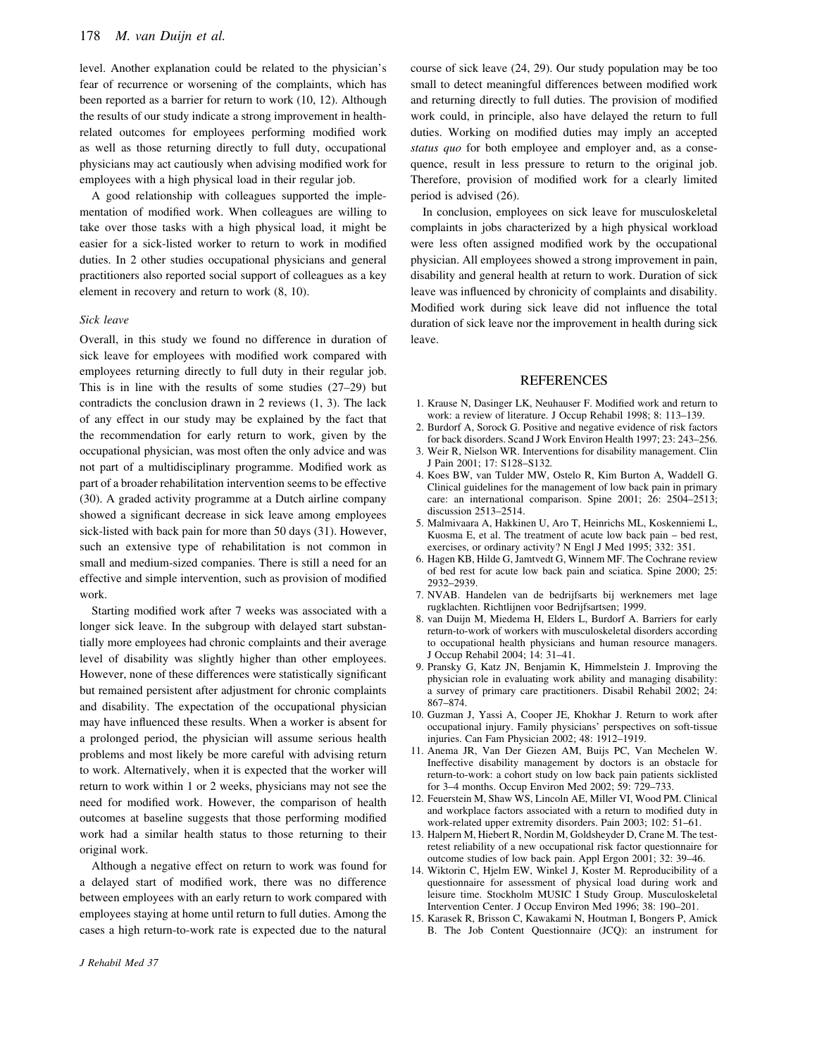level. Another explanation could be related to the physician's fear of recurrence or worsening of the complaints, which has been reported as a barrier for return to work (10, 12). Although the results of our study indicate a strong improvement in health-related outcomes for employees performing modified work as well as those returning directly to full duty, occupational physicians may act cautiously when advising modified work for employees with a high physical load in their regular job.

A good relationship with colleagues supported the implementation of modified work. When colleagues are willing to take over those tasks with a high physical load, it might be easier for a sick-listed worker to return to work in modified duties. In 2 other studies occupational physicians and general practitioners also reported social support of colleagues as a key element in recovery and return to work (8, 10).

### *Sick leave*

Overall, in this study we found no difference in duration of sick leave for employees with modified work compared with employees returning directly to full duty in their regular job. This is in line with the results of some studies (27–29) but contradicts the conclusion drawn in 2 reviews (1, 3). The lack of any effect in our study may be explained by the fact that the recommendation for early return to work, given by the occupational physician, was most often the only advice and was not part of a multidisciplinary programme. Modified work as part of a broader rehabilitation intervention seems to be effective (30). A graded activity programme at a Dutch airline company showed a significant decrease in sick leave among employees sick-listed with back pain for more than 50 days (31). However, such an extensive type of rehabilitation is not common in small and medium-sized companies. There is still a need for an effective and simple intervention, such as provision of modified work.

Starting modified work after 7 weeks was associated with a longer sick leave. In the subgroup with delayed start substantially more employees had chronic complaints and their average level of disability was slightly higher than other employees. However, none of these differences were statistically significant but remained persistent after adjustment for chronic complaints and disability. The expectation of the occupational physician may have influenced these results. When a worker is absent for a prolonged period, the physician will assume serious health problems and most likely be more careful with advising return to work. Alternatively, when it is expected that the worker will return to work within 1 or 2 weeks, physicians may not see the need for modified work. However, the comparison of health outcomes at baseline suggests that those performing modified work had a similar health status to those returning to their original work.

Although a negative effect on return to work was found for a delayed start of modified work, there was no difference between employees with an early return to work compared with employees staying at home until return to full duties. Among the cases a high return-to-work rate is expected due to the natural course of sick leave (24, 29). Our study population may be too small to detect meaningful differences between modified work and returning directly to full duties. The provision of modified work could, in principle, also have delayed the return to full duties. Working on modified duties may imply an accepted *status quo* for both employee and employer and, as a consequence, result in less pressure to return to the original job. Therefore, provision of modified work for a clearly limited period is advised (26).

In conclusion, employees on sick leave for musculoskeletal complaints in jobs characterized by a high physical workload were less often assigned modified work by the occupational physician. All employees showed a strong improvement in pain, disability and general health at return to work. Duration of sick leave was influenced by chronicity of complaints and disability. Modified work during sick leave did not influence the total duration of sick leave nor the improvement in health during sick leave.

## REFERENCES

1. Krause N, Dasinger LK, Neuhauser F. Modified work and return to work: a review of literature. J Occup Rehabil 1998; 8: 113–139.
2. Burdorf A, Sorock G. Positive and negative evidence of risk factors for back disorders. Scand J Work Environ Health 1997; 23: 243–256.
3. Weir R, Nielson WR. Interventions for disability management. Clin J Pain 2001; 17: S128–S132.
4. Koes BW, van Tulder MW, Ostelo R, Kim Burton A, Waddell G. Clinical guidelines for the management of low back pain in primary care: an international comparison. Spine 2001; 26: 2504–2513; discussion 2513–2514.
5. Malmivaara A, Hakkinen U, Aro T, Heinrichs ML, Koskenniemi L, Kuosma E, et al. The treatment of acute low back pain – bed rest, exercises, or ordinary activity? N Engl J Med 1995; 332: 351.
6. Hagen KB, Hilde G, Jamtvedt G, Winnem MF. The Cochrane review of bed rest for acute low back pain and sciatica. Spine 2000; 25: 2932–2939.
7. NVAB. Handelen van de bedrijfsarts bij werknemers met lage rugklachten. Richtlijnen voor Bedrijfsartsen; 1999.
8. van Duijn M, Miedema H, Elders L, Burdorf A. Barriers for early return-to-work of workers with musculoskeletal disorders according to occupational health physicians and human resource managers. J Occup Rehabil 2004; 14: 31–41.
9. Pransky G, Katz JN, Benjamin K, Himmelstein J. Improving the physician role in evaluating work ability and managing disability: a survey of primary care practitioners. Disabil Rehabil 2002; 24: 867–874.
10. Guzman J, Yassi A, Cooper JE, Khokhar J. Return to work after occupational injury. Family physicians' perspectives on soft-tissue injuries. Can Fam Physician 2002; 48: 1912–1919.
11. Anema JR, Van Der Giezen AM, Buijs PC, Van Mechelen W. Ineffective disability management by doctors is an obstacle for return-to-work: a cohort study on low back pain patients sicklisted for 3–4 months. Occup Environ Med 2002; 59: 729–733.
12. Feuerstein M, Shaw WS, Lincoln AE, Miller VI, Wood PM. Clinical and workplace factors associated with a return to modified duty in work-related upper extremity disorders. Pain 2003; 102: 51–61.
13. Halpern M, Hiebert R, Nordin M, Goldsheyder D, Crane M. The test-retest reliability of a new occupational risk factor questionnaire for outcome studies of low back pain. Appl Ergon 2001; 32: 39–46.
14. Wiktorin C, Hjelm EW, Winkel J, Koster M. Reproducibility of a questionnaire for assessment of physical load during work and leisure time. Stockholm MUSIC I Study Group. Musculoskeletal Intervention Center. J Occup Environ Med 1996; 38: 190–201.
15. Karasek R, Brisson C, Kawakami N, Houtman I, Bongers P, Amick B. The Job Content Questionnaire (JCQ): an instrument for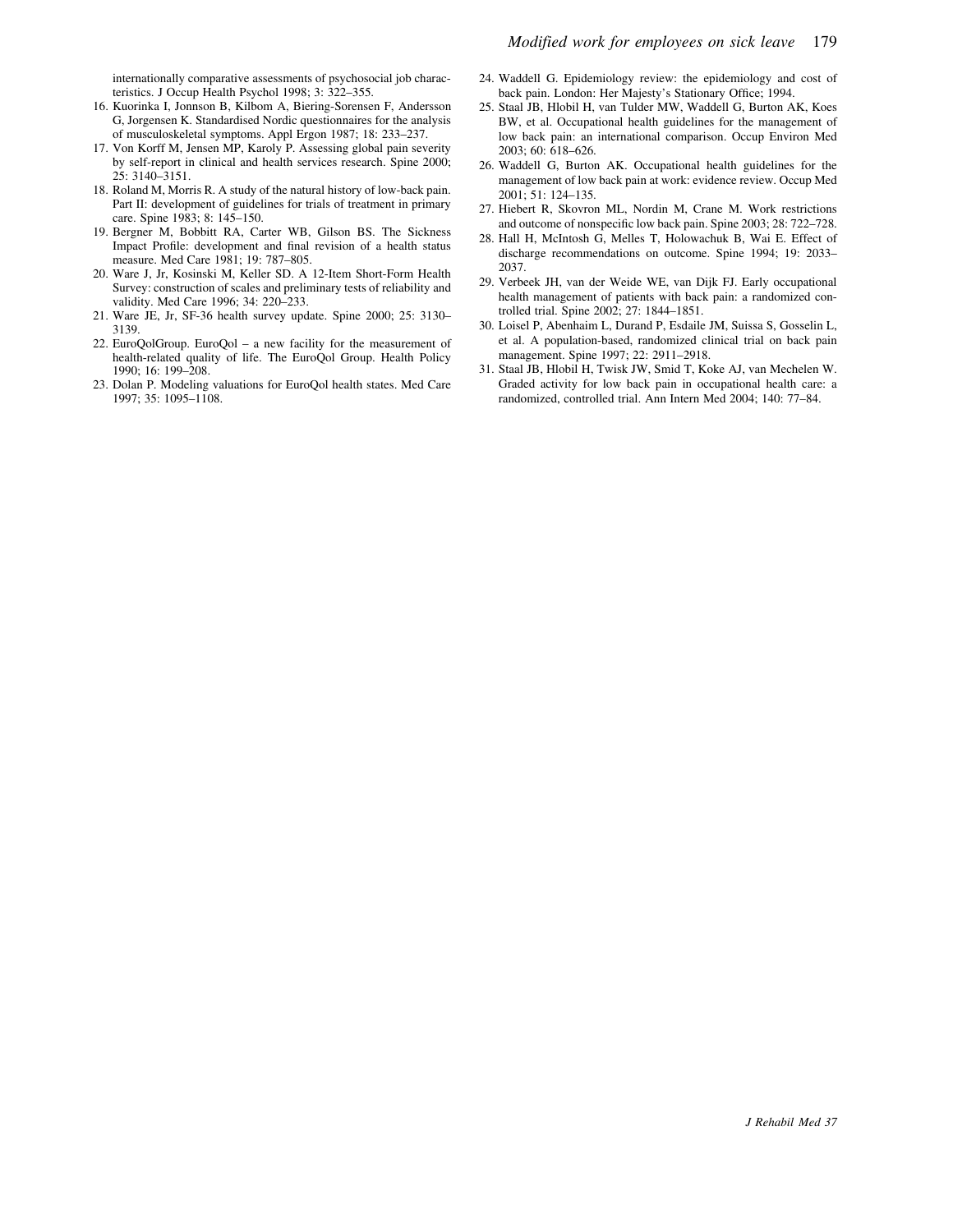internationally comparative assessments of psychosocial job characteristics. J Occup Health Psychol 1998; 3: 322–355.

16. Kuorinka I, Jonnson B, Kilbom A, Biering-Sorensen F, Andersson G, Jorgensen K. Standardised Nordic questionnaires for the analysis of musculoskeletal symptoms. Appl Ergon 1987; 18: 233–237.
17. Von Korff M, Jensen MP, Karoly P. Assessing global pain severity by self-report in clinical and health services research. Spine 2000; 25: 3140–3151.
18. Roland M, Morris R. A study of the natural history of low-back pain. Part II: development of guidelines for trials of treatment in primary care. Spine 1983; 8: 145–150.
19. Bergner M, Bobbitt RA, Carter WB, Gilson BS. The Sickness Impact Profile: development and final revision of a health status measure. Med Care 1981; 19: 787–805.
20. Ware J, Jr, Kosinski M, Keller SD. A 12-Item Short-Form Health Survey: construction of scales and preliminary tests of reliability and validity. Med Care 1996; 34: 220–233.
21. Ware JE, Jr, SF-36 health survey update. Spine 2000; 25: 3130–3139.
22. EuroQolGroup. EuroQol – a new facility for the measurement of health-related quality of life. The EuroQol Group. Health Policy 1990; 16: 199–208.
23. Dolan P. Modeling valuations for EuroQol health states. Med Care 1997; 35: 1095–1108.
24. Waddell G. Epidemiology review: the epidemiology and cost of back pain. London: Her Majesty's Stationary Office; 1994.
25. Staal JB, Hlobil H, van Tulder MW, Waddell G, Burton AK, Koes BW, et al. Occupational health guidelines for the management of low back pain: an international comparison. Occup Environ Med 2003; 60: 618–626.
26. Waddell G, Burton AK. Occupational health guidelines for the management of low back pain at work: evidence review. Occup Med 2001; 51: 124–135.
27. Hiebert R, Skovron ML, Nordin M, Crane M. Work restrictions and outcome of nonspecific low back pain. Spine 2003; 28: 722–728.
28. Hall H, McIntosh G, Melles T, Holowachuk B, Wai E. Effect of discharge recommendations on outcome. Spine 1994; 19: 2033–2037.
29. Verbeek JH, van der Weide WE, van Dijk FJ. Early occupational health management of patients with back pain: a randomized controlled trial. Spine 2002; 27: 1844–1851.
30. Loisel P, Abenhaim L, Durand P, Esdaile JM, Suissa S, Gosselin L, et al. A population-based, randomized clinical trial on back pain management. Spine 1997; 22: 2911–2918.
31. Staal JB, Hlobil H, Twisk JW, Smid T, Koke AJ, van Mechelen W. Graded activity for low back pain in occupational health care: a randomized, controlled trial. Ann Intern Med 2004; 140: 77–84.